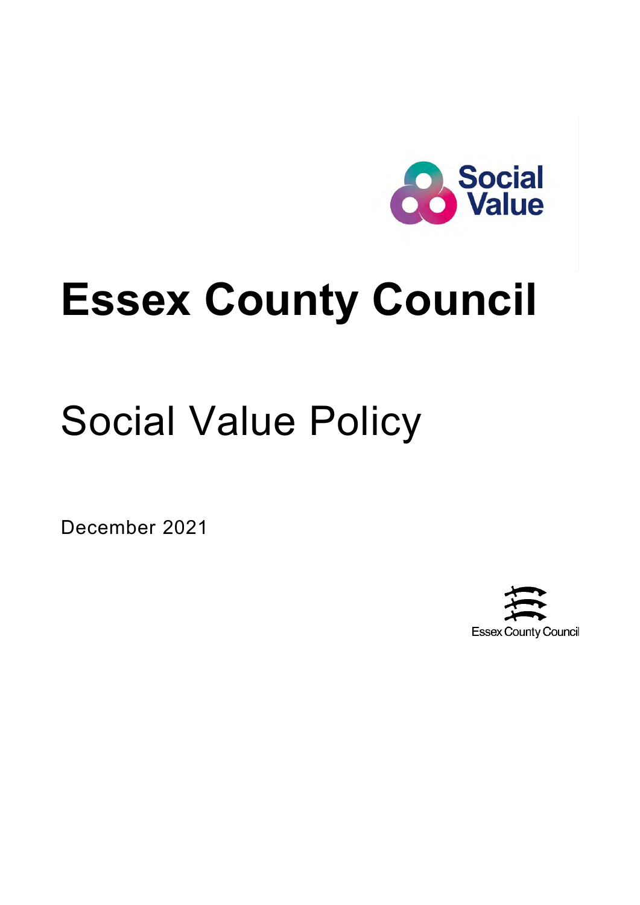Social Value

# Essex County Council

## Social Value Policy

December 2021

Essex County Council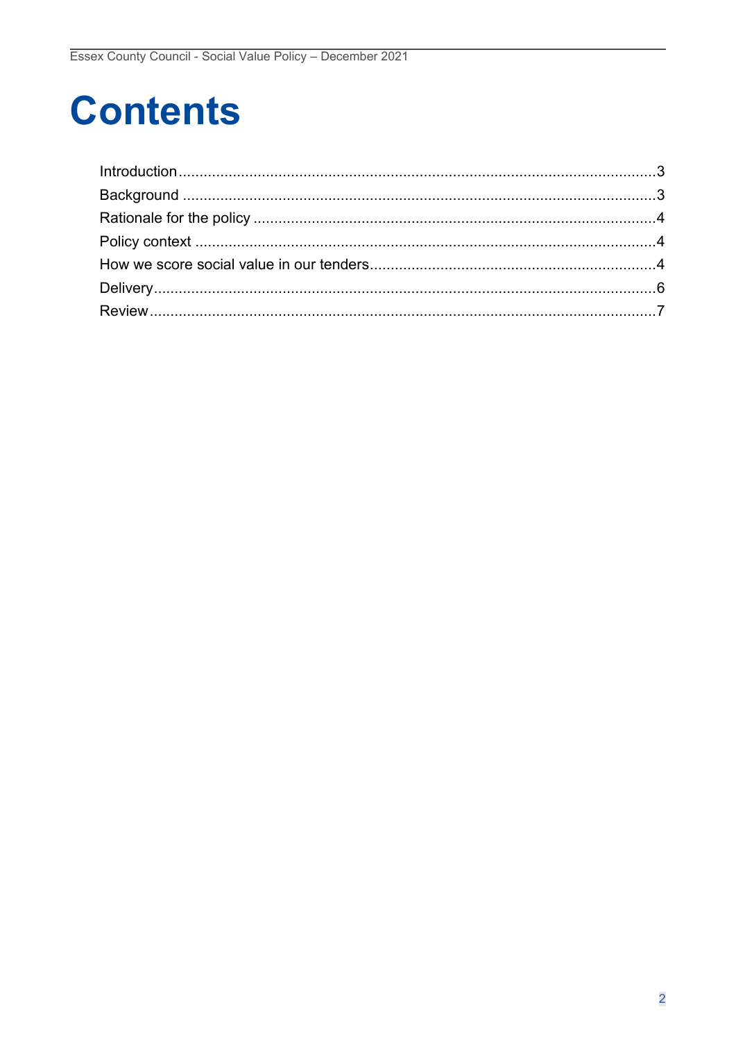# Contents

Introduction .......... 3
Background .......... 3
Rationale for the policy .......... 4
Policy context .......... 4
How we score social value in our tenders .......... 4
Delivery .......... 6
Review .......... 7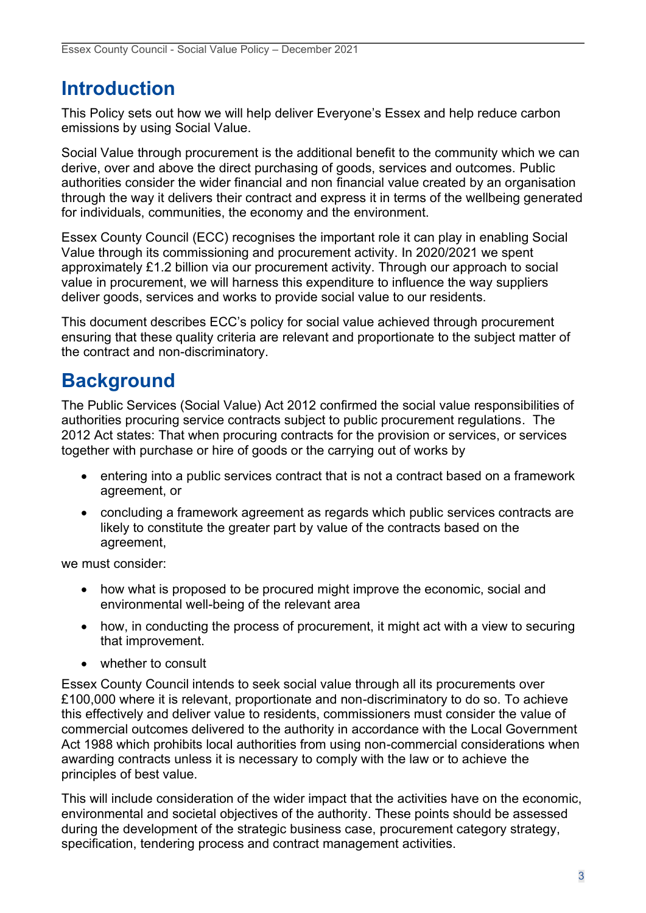# Introduction

This Policy sets out how we will help deliver Everyone's Essex and help reduce carbon emissions by using Social Value.

Social Value through procurement is the additional benefit to the community which we can derive, over and above the direct purchasing of goods, services and outcomes. Public authorities consider the wider financial and non financial value created by an organisation through the way it delivers their contract and express it in terms of the wellbeing generated for individuals, communities, the economy and the environment.

Essex County Council (ECC) recognises the important role it can play in enabling Social Value through its commissioning and procurement activity. In 2020/2021 we spent approximately £1.2 billion via our procurement activity. Through our approach to social value in procurement, we will harness this expenditure to influence the way suppliers deliver goods, services and works to provide social value to our residents.

This document describes ECC's policy for social value achieved through procurement ensuring that these quality criteria are relevant and proportionate to the subject matter of the contract and non-discriminatory.

# Background

The Public Services (Social Value) Act 2012 confirmed the social value responsibilities of authorities procuring service contracts subject to public procurement regulations. The 2012 Act states: That when procuring contracts for the provision or services, or services together with purchase or hire of goods or the carrying out of works by

- entering into a public services contract that is not a contract based on a framework agreement, or
- concluding a framework agreement as regards which public services contracts are likely to constitute the greater part by value of the contracts based on the agreement,

we must consider:

- how what is proposed to be procured might improve the economic, social and environmental well-being of the relevant area
- how, in conducting the process of procurement, it might act with a view to securing that improvement.
- whether to consult

Essex County Council intends to seek social value through all its procurements over £100,000 where it is relevant, proportionate and non-discriminatory to do so. To achieve this effectively and deliver value to residents, commissioners must consider the value of commercial outcomes delivered to the authority in accordance with the Local Government Act 1988 which prohibits local authorities from using non-commercial considerations when awarding contracts unless it is necessary to comply with the law or to achieve the principles of best value.

This will include consideration of the wider impact that the activities have on the economic, environmental and societal objectives of the authority. These points should be assessed during the development of the strategic business case, procurement category strategy, specification, tendering process and contract management activities.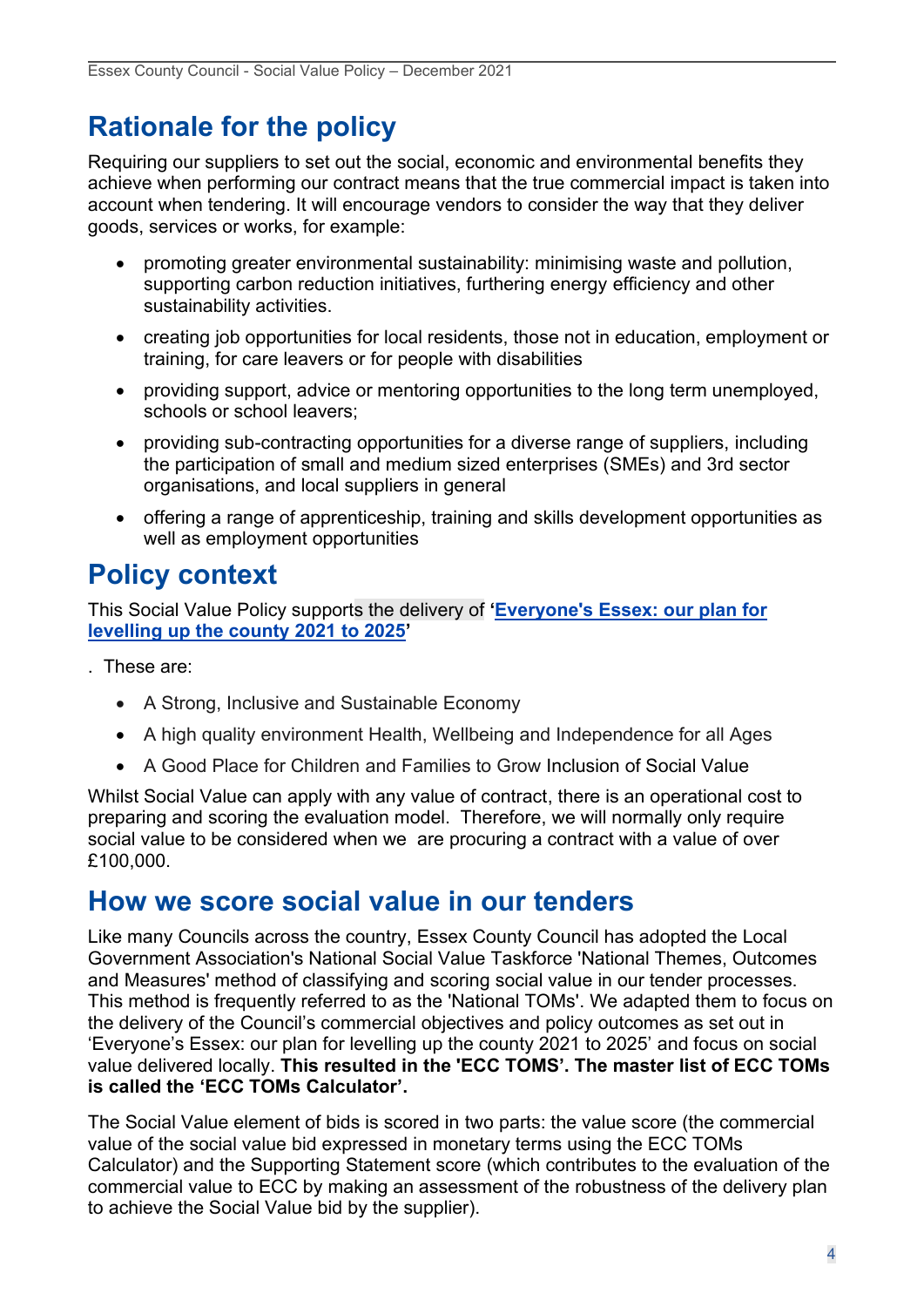## Rationale for the policy

Requiring our suppliers to set out the social, economic and environmental benefits they achieve when performing our contract means that the true commercial impact is taken into account when tendering. It will encourage vendors to consider the way that they deliver goods, services or works, for example:

- promoting greater environmental sustainability: minimising waste and pollution, supporting carbon reduction initiatives, furthering energy efficiency and other sustainability activities.
- creating job opportunities for local residents, those not in education, employment or training, for care leavers or for people with disabilities
- providing support, advice or mentoring opportunities to the long term unemployed, schools or school leavers;
- providing sub-contracting opportunities for a diverse range of suppliers, including the participation of small and medium sized enterprises (SMEs) and 3rd sector organisations, and local suppliers in general
- offering a range of apprenticeship, training and skills development opportunities as well as employment opportunities

## Policy context

This Social Value Policy supports the delivery of '**Everyone's Essex: our plan for levelling up the county 2021 to 2025**'

. These are:

- A Strong, Inclusive and Sustainable Economy
- A high quality environment Health, Wellbeing and Independence for all Ages
- A Good Place for Children and Families to Grow Inclusion of Social Value

Whilst Social Value can apply with any value of contract, there is an operational cost to preparing and scoring the evaluation model. Therefore, we will normally only require social value to be considered when we are procuring a contract with a value of over £100,000.

## How we score social value in our tenders

Like many Councils across the country, Essex County Council has adopted the Local Government Association's National Social Value Taskforce 'National Themes, Outcomes and Measures' method of classifying and scoring social value in our tender processes. This method is frequently referred to as the 'National TOMs'. We adapted them to focus on the delivery of the Council's commercial objectives and policy outcomes as set out in 'Everyone's Essex: our plan for levelling up the county 2021 to 2025' and focus on social value delivered locally. **This resulted in the 'ECC TOMS'. The master list of ECC TOMs is called the 'ECC TOMs Calculator'.**

The Social Value element of bids is scored in two parts: the value score (the commercial value of the social value bid expressed in monetary terms using the ECC TOMs Calculator) and the Supporting Statement score (which contributes to the evaluation of the commercial value to ECC by making an assessment of the robustness of the delivery plan to achieve the Social Value bid by the supplier).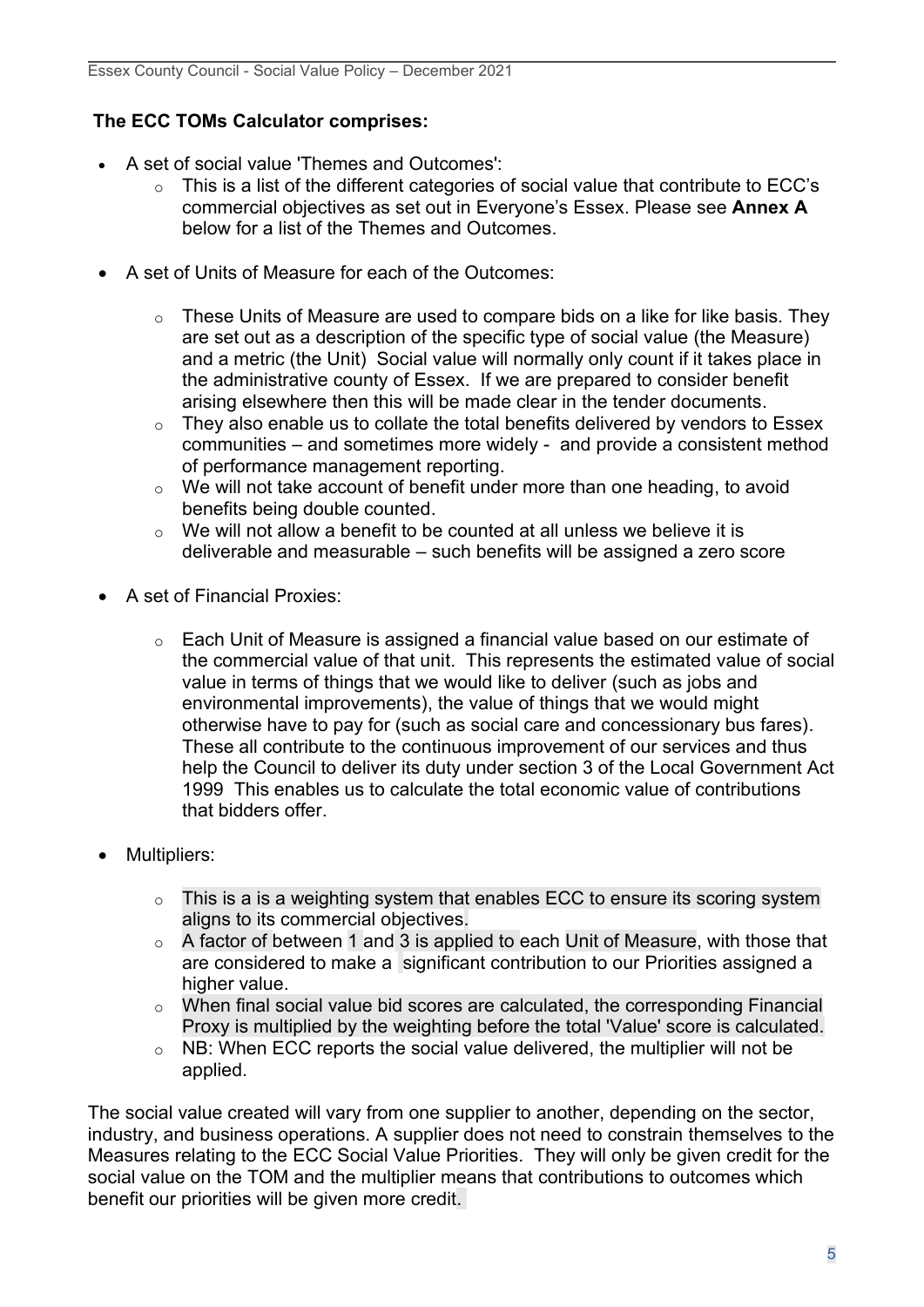**The ECC TOMs Calculator comprises:**

- A set of social value 'Themes and Outcomes':
  - This is a list of the different categories of social value that contribute to ECC's commercial objectives as set out in Everyone's Essex. Please see **Annex A** below for a list of the Themes and Outcomes.
- A set of Units of Measure for each of the Outcomes:
  - These Units of Measure are used to compare bids on a like for like basis. They are set out as a description of the specific type of social value (the Measure) and a metric (the Unit) Social value will normally only count if it takes place in the administrative county of Essex. If we are prepared to consider benefit arising elsewhere then this will be made clear in the tender documents.
  - They also enable us to collate the total benefits delivered by vendors to Essex communities – and sometimes more widely - and provide a consistent method of performance management reporting.
  - We will not take account of benefit under more than one heading, to avoid benefits being double counted.
  - We will not allow a benefit to be counted at all unless we believe it is deliverable and measurable – such benefits will be assigned a zero score
- A set of Financial Proxies:
  - Each Unit of Measure is assigned a financial value based on our estimate of the commercial value of that unit. This represents the estimated value of social value in terms of things that we would like to deliver (such as jobs and environmental improvements), the value of things that we would might otherwise have to pay for (such as social care and concessionary bus fares). These all contribute to the continuous improvement of our services and thus help the Council to deliver its duty under section 3 of the Local Government Act 1999 This enables us to calculate the total economic value of contributions that bidders offer.
- Multipliers:
  - This is a is a weighting system that enables ECC to ensure its scoring system aligns to its commercial objectives.
  - A factor of between 1 and 3 is applied to each Unit of Measure, with those that are considered to make a significant contribution to our Priorities assigned a higher value.
  - When final social value bid scores are calculated, the corresponding Financial Proxy is multiplied by the weighting before the total 'Value' score is calculated.
  - NB: When ECC reports the social value delivered, the multiplier will not be applied.

The social value created will vary from one supplier to another, depending on the sector, industry, and business operations. A supplier does not need to constrain themselves to the Measures relating to the ECC Social Value Priorities. They will only be given credit for the social value on the TOM and the multiplier means that contributions to outcomes which benefit our priorities will be given more credit.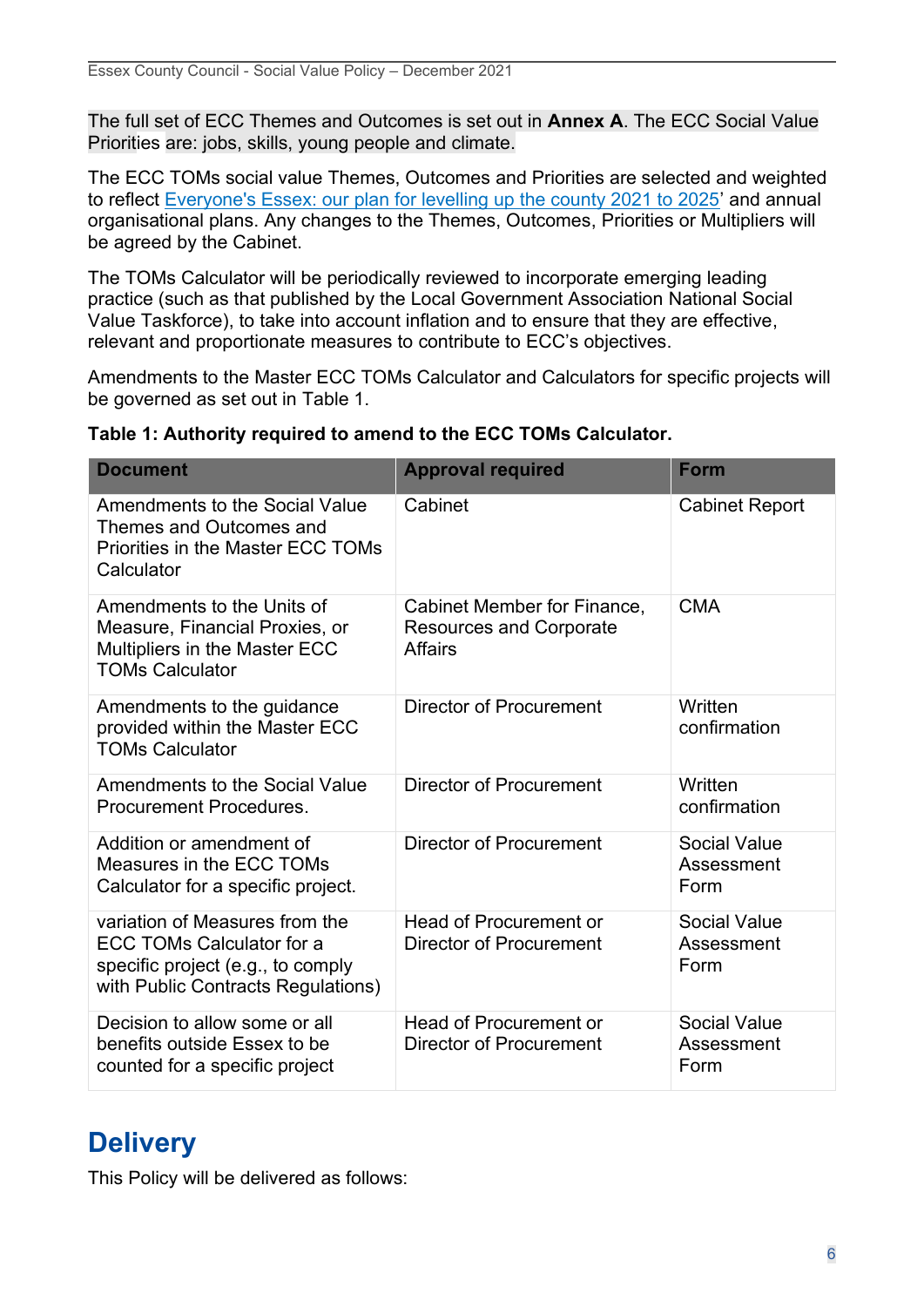The full set of ECC Themes and Outcomes is set out in **Annex A**. The ECC Social Value Priorities are: jobs, skills, young people and climate.

The ECC TOMs social value Themes, Outcomes and Priorities are selected and weighted to reflect Everyone's Essex: our plan for levelling up the county 2021 to 2025' and annual organisational plans. Any changes to the Themes, Outcomes, Priorities or Multipliers will be agreed by the Cabinet.

The TOMs Calculator will be periodically reviewed to incorporate emerging leading practice (such as that published by the Local Government Association National Social Value Taskforce), to take into account inflation and to ensure that they are effective, relevant and proportionate measures to contribute to ECC's objectives.

Amendments to the Master ECC TOMs Calculator and Calculators for specific projects will be governed as set out in Table 1.

**Table 1: Authority required to amend to the ECC TOMs Calculator.**

| Document | Approval required | Form |
|---|---|---|
| Amendments to the Social Value Themes and Outcomes and Priorities in the Master ECC TOMs Calculator | Cabinet | Cabinet Report |
| Amendments to the Units of Measure, Financial Proxies, or Multipliers in the Master ECC TOMs Calculator | Cabinet Member for Finance, Resources and Corporate Affairs | CMA |
| Amendments to the guidance provided within the Master ECC TOMs Calculator | Director of Procurement | Written confirmation |
| Amendments to the Social Value Procurement Procedures. | Director of Procurement | Written confirmation |
| Addition or amendment of Measures in the ECC TOMs Calculator for a specific project. | Director of Procurement | Social Value Assessment Form |
| variation of Measures from the ECC TOMs Calculator for a specific project (e.g., to comply with Public Contracts Regulations) | Head of Procurement or Director of Procurement | Social Value Assessment Form |
| Decision to allow some or all benefits outside Essex to be counted for a specific project | Head of Procurement or Director of Procurement | Social Value Assessment Form |

## Delivery

This Policy will be delivered as follows: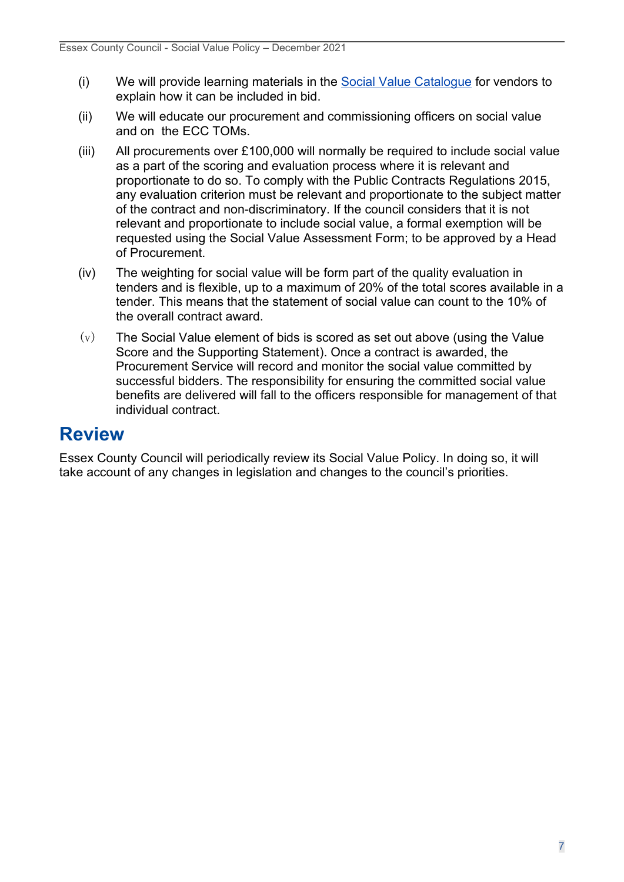(i) We will provide learning materials in the [Social Value Catalogue] for vendors to explain how it can be included in bid.

(ii) We will educate our procurement and commissioning officers on social value and on the ECC TOMs.

(iii) All procurements over £100,000 will normally be required to include social value as a part of the scoring and evaluation process where it is relevant and proportionate to do so. To comply with the Public Contracts Regulations 2015, any evaluation criterion must be relevant and proportionate to the subject matter of the contract and non-discriminatory. If the council considers that it is not relevant and proportionate to include social value, a formal exemption will be requested using the Social Value Assessment Form; to be approved by a Head of Procurement.

(iv) The weighting for social value will be form part of the quality evaluation in tenders and is flexible, up to a maximum of 20% of the total scores available in a tender. This means that the statement of social value can count to the 10% of the overall contract award.

(v) The Social Value element of bids is scored as set out above (using the Value Score and the Supporting Statement). Once a contract is awarded, the Procurement Service will record and monitor the social value committed by successful bidders. The responsibility for ensuring the committed social value benefits are delivered will fall to the officers responsible for management of that individual contract.

## Review

Essex County Council will periodically review its Social Value Policy. In doing so, it will take account of any changes in legislation and changes to the council's priorities.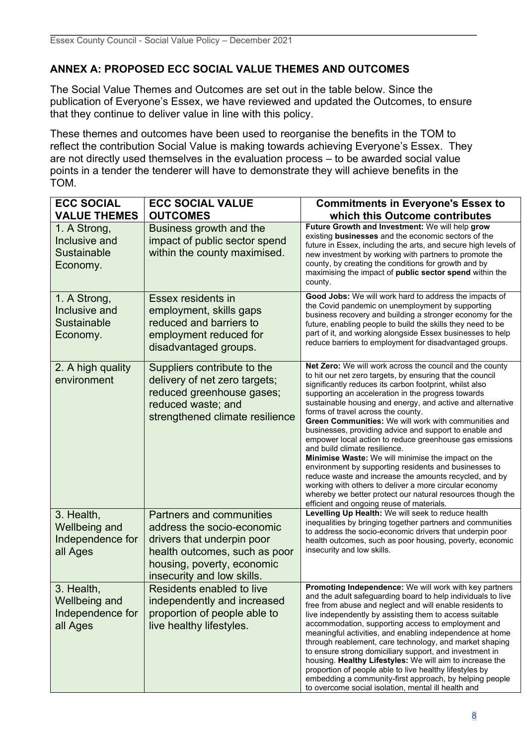## ANNEX A: PROPOSED ECC SOCIAL VALUE THEMES AND OUTCOMES

The Social Value Themes and Outcomes are set out in the table below. Since the publication of Everyone's Essex, we have reviewed and updated the Outcomes, to ensure that they continue to deliver value in line with this policy.

These themes and outcomes have been used to reorganise the benefits in the TOM to reflect the contribution Social Value is making towards achieving Everyone's Essex. They are not directly used themselves in the evaluation process – to be awarded social value points in a tender the tenderer will have to demonstrate they will achieve benefits in the TOM.

| ECC SOCIAL VALUE THEMES | ECC SOCIAL VALUE OUTCOMES | Commitments in Everyone's Essex to which this Outcome contributes |
|---|---|---|
| 1. A Strong, Inclusive and Sustainable Economy. | Business growth and the impact of public sector spend within the county maximised. | **Future Growth and Investment:** We will help **grow** existing **businesses** and the economic sectors of the future in Essex, including the arts, and secure high levels of new investment by working with partners to promote the county, by creating the conditions for growth and by maximising the impact of **public sector spend** within the county. |
| 1. A Strong, Inclusive and Sustainable Economy. | Essex residents in employment, skills gaps reduced and barriers to employment reduced for disadvantaged groups. | **Good Jobs:** We will work hard to address the impacts of the Covid pandemic on unemployment by supporting business recovery and building a stronger economy for the future, enabling people to build the skills they need to be part of it, and working alongside Essex businesses to help reduce barriers to employment for disadvantaged groups. |
| 2. A high quality environment | Suppliers contribute to the delivery of net zero targets; reduced greenhouse gases; reduced waste; and strengthened climate resilience | **Net Zero:** We will work across the council and the county to hit our net zero targets, by ensuring that the council significantly reduces its carbon footprint, whilst also supporting an acceleration in the progress towards sustainable housing and energy, and active and alternative forms of travel across the county. **Green Communities:** We will work with communities and businesses, providing advice and support to enable and empower local action to reduce greenhouse gas emissions and build climate resilience. **Minimise Waste:** We will minimise the impact on the environment by supporting residents and businesses to reduce waste and increase the amounts recycled, and by working with others to deliver a more circular economy whereby we better protect our natural resources though the efficient and ongoing reuse of materials. |
| 3. Health, Wellbeing and Independence for all Ages | Partners and communities address the socio-economic drivers that underpin poor health outcomes, such as poor housing, poverty, economic insecurity and low skills. | **Levelling Up Health:** We will seek to reduce health inequalities by bringing together partners and communities to address the socio-economic drivers that underpin poor health outcomes, such as poor housing, poverty, economic insecurity and low skills. |
| 3. Health, Wellbeing and Independence for all Ages | Residents enabled to live independently and increased proportion of people able to live healthy lifestyles. | **Promoting Independence:** We will work with key partners and the adult safeguarding board to help individuals to live free from abuse and neglect and will enable residents to live independently by assisting them to access suitable accommodation, supporting access to employment and meaningful activities, and enabling independence at home through reablement, care technology, and market shaping to ensure strong domiciliary support, and investment in housing. **Healthy Lifestyles:** We will aim to increase the proportion of people able to live healthy lifestyles by embedding a community-first approach, by helping people to overcome social isolation, mental ill health and |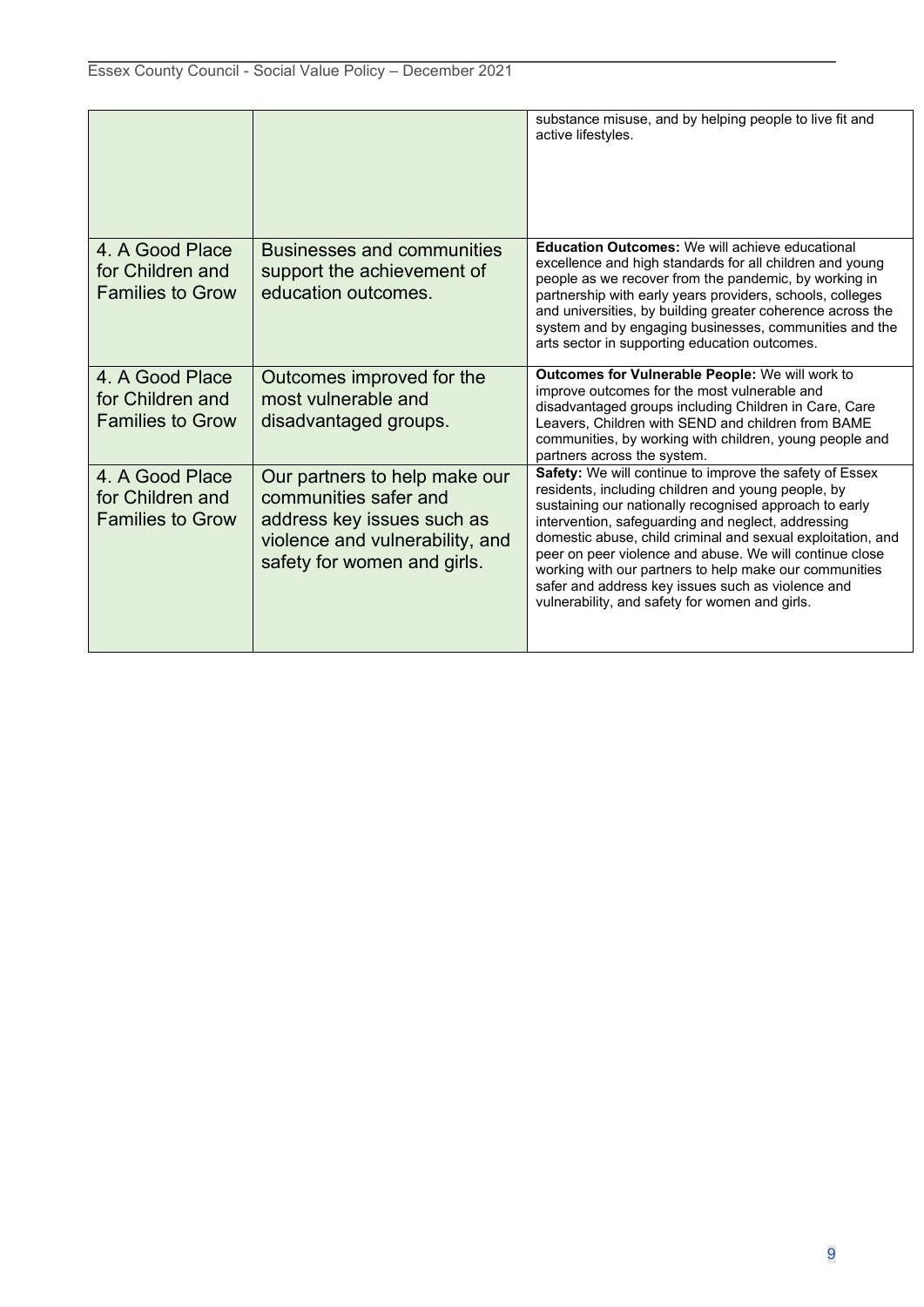| | | |
|---|---|---|
| | | substance misuse, and by helping people to live fit and active lifestyles. |
| 4. A Good Place for Children and Families to Grow | Businesses and communities support the achievement of education outcomes. | **Education Outcomes:** We will achieve educational excellence and high standards for all children and young people as we recover from the pandemic, by working in partnership with early years providers, schools, colleges and universities, by building greater coherence across the system and by engaging businesses, communities and the arts sector in supporting education outcomes. |
| 4. A Good Place for Children and Families to Grow | Outcomes improved for the most vulnerable and disadvantaged groups. | **Outcomes for Vulnerable People:** We will work to improve outcomes for the most vulnerable and disadvantaged groups including Children in Care, Care Leavers, Children with SEND and children from BAME communities, by working with children, young people and partners across the system. |
| 4. A Good Place for Children and Families to Grow | Our partners to help make our communities safer and address key issues such as violence and vulnerability, and safety for women and girls. | **Safety:** We will continue to improve the safety of Essex residents, including children and young people, by sustaining our nationally recognised approach to early intervention, safeguarding and neglect, addressing domestic abuse, child criminal and sexual exploitation, and peer on peer violence and abuse. We will continue close working with our partners to help make our communities safer and address key issues such as violence and vulnerability, and safety for women and girls. |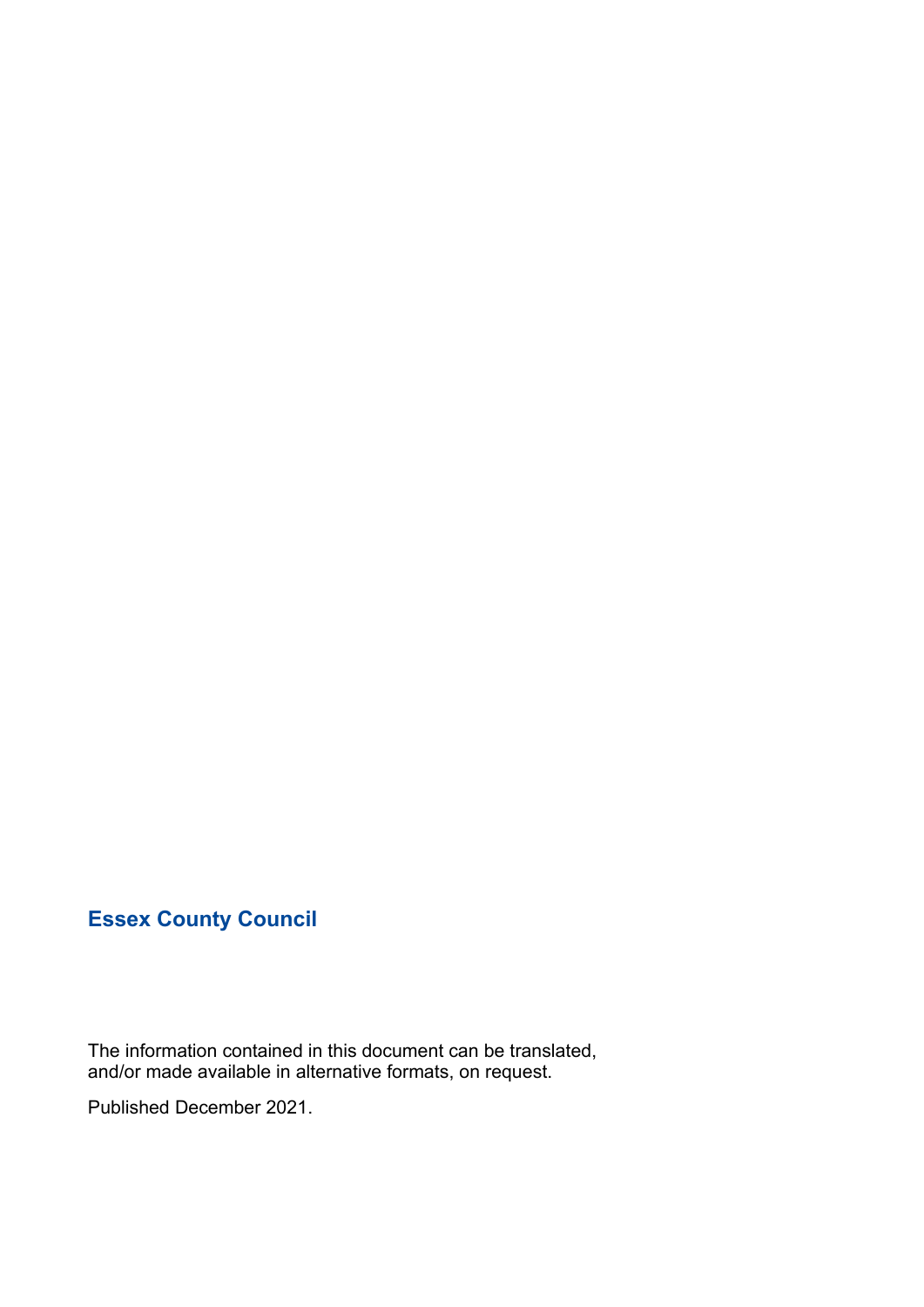**Essex County Council**

The information contained in this document can be translated, and/or made available in alternative formats, on request.

Published December 2021.